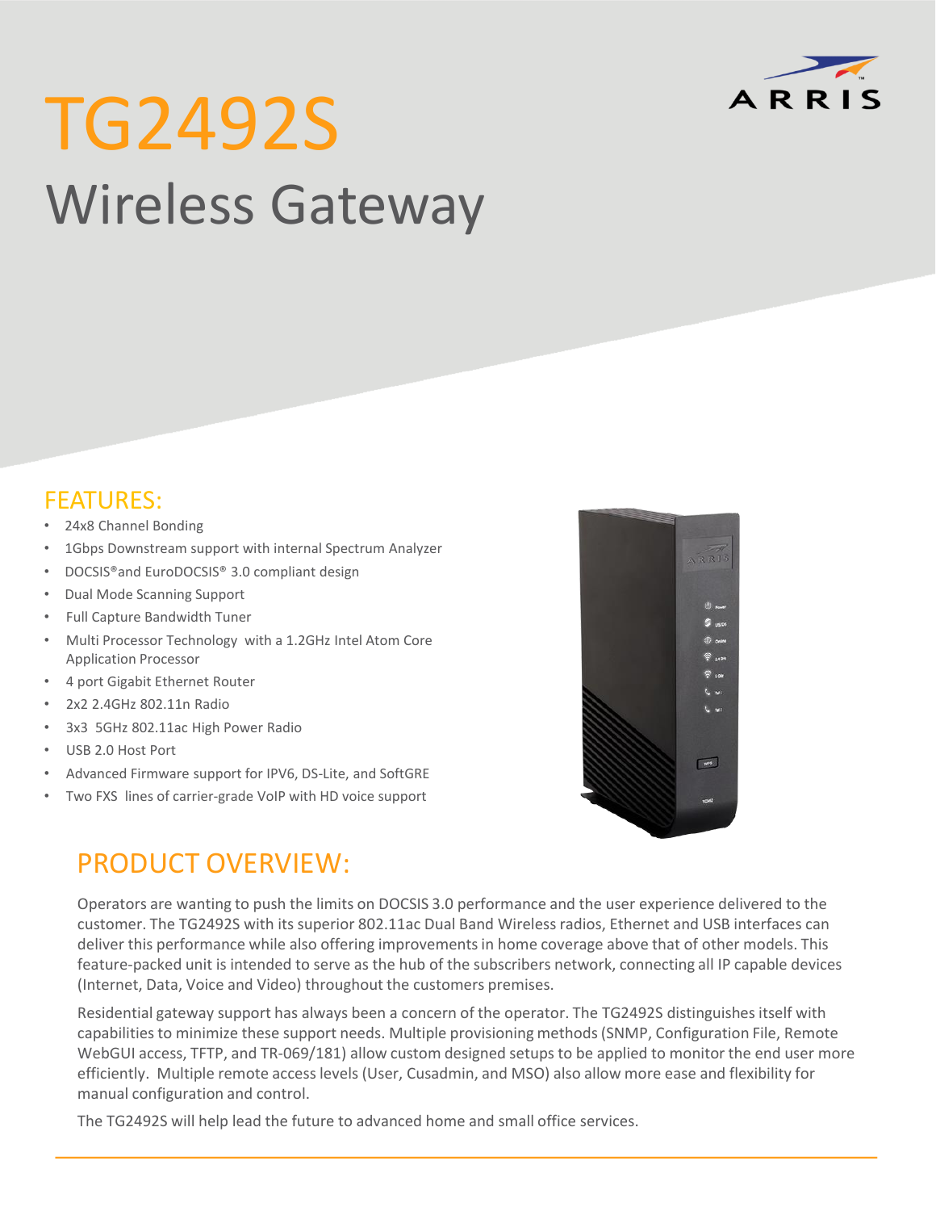ARRIS

# TG2492S

## Wireless Gateway

## FEATURES:

- 24x8 Channel Bonding
- 1Gbps Downstream support with internal Spectrum Analyzer
- DOCSIS®and EuroDOCSIS® 3.0 compliant design
- Dual Mode Scanning Support
- Full Capture Bandwidth Tuner
- Multi Processor Technology with a 1.2GHz Intel Atom Core Application Processor
- 4 port Gigabit Ethernet Router
- 2x2 2.4GHz 802.11n Radio
- 3x3 5GHz 802.11ac High Power Radio
- USB 2.0 Host Port
- Advanced Firmware support for IPV6, DS-Lite, and SoftGRE
- Two FXS lines of carrier-grade VoIP with HD voice support

## PRODUCT OVERVIEW:

Operators are wanting to push the limits on DOCSIS 3.0 performance and the user experience delivered to the customer. The TG2492S with its superior 802.11ac Dual Band Wireless radios, Ethernet and USB interfaces can deliver this performance while also offering improvements in home coverage above that of other models. This feature-packed unit is intended to serve as the hub of the subscribers network, connecting all IP capable devices (Internet, Data, Voice and Video) throughout the customers premises.

Residential gateway support has always been a concern of the operator. The TG2492S distinguishes itself with capabilities to minimize these support needs. Multiple provisioning methods (SNMP, Configuration File, Remote WebGUI access, TFTP, and TR-069/181) allow custom designed setups to be applied to monitor the end user more efficiently. Multiple remote access levels (User, Cusadmin, and MSO) also allow more ease and flexibility for manual configuration and control.

The TG2492S will help lead the future to advanced home and small office services.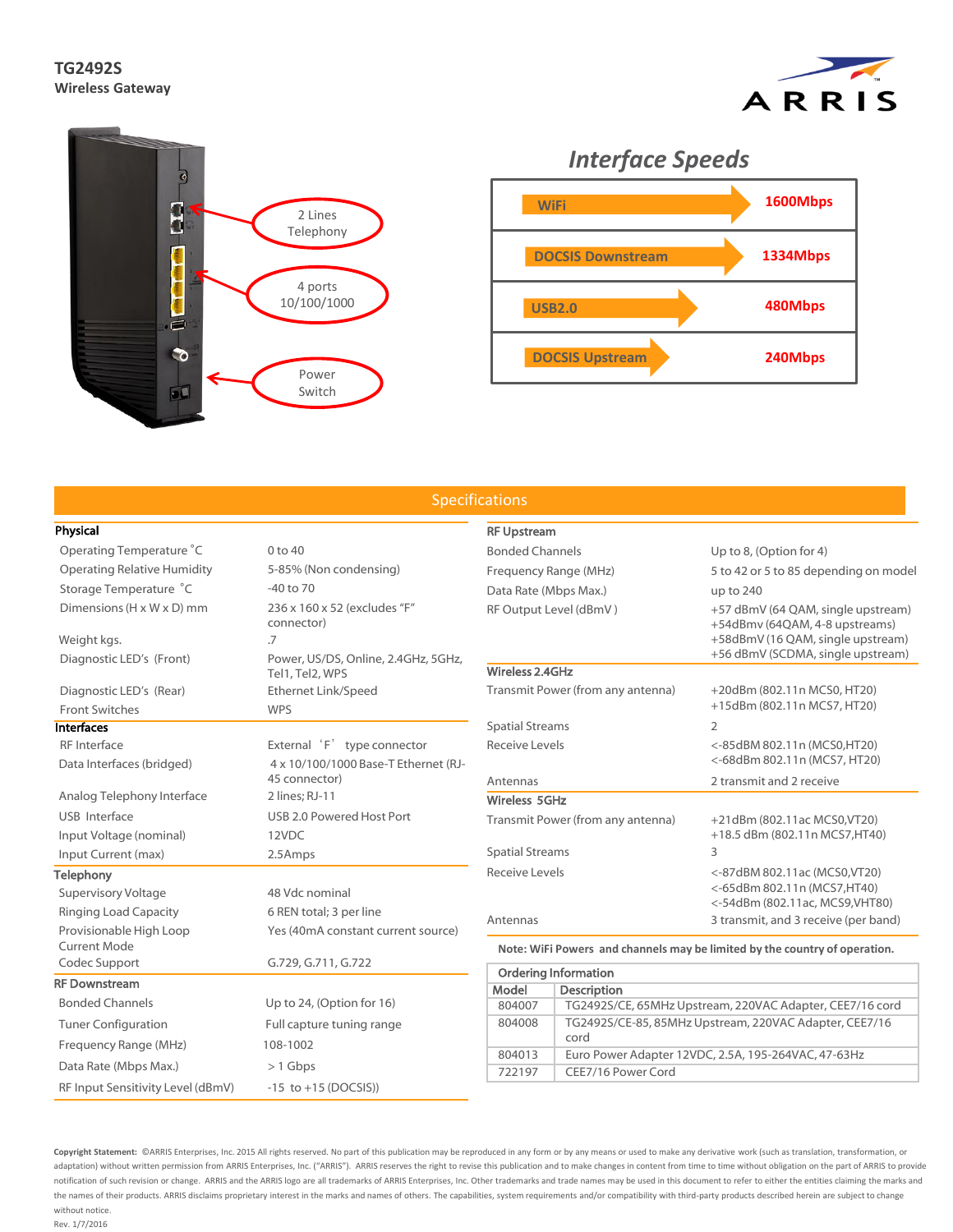# TG2492S
**Wireless Gateway**

ARRIS

2 Lines Telephony

4 ports 10/100/1000

Power Switch

## *Interface Speeds*

| | |
|---|---|
| WiFi | 1600Mbps |
| DOCSIS Downstream | 1334Mbps |
| USB2.0 | 480Mbps |
| DOCSIS Upstream | 240Mbps |

## Specifications

| **Physical** | |
|---|---|
| Operating Temperature ˚C | 0 to 40 |
| Operating Relative Humidity | 5-85% (Non condensing) |
| Storage Temperature ˚C | -40 to 70 |
| Dimensions (H x W x D) mm | 236 x 160 x 52 (excludes "F" connector) |
| Weight kgs. | .7 |
| Diagnostic LED's (Front) | Power, US/DS, Online, 2.4GHz, 5GHz, Tel1, Tel2, WPS |
| Diagnostic LED's (Rear) | Ethernet Link/Speed |
| Front Switches | WPS |
| **Interfaces** | |
| RF Interface | External 'F' type connector |
| Data Interfaces (bridged) | 4 x 10/100/1000 Base-T Ethernet (RJ-45 connector) |
| Analog Telephony Interface | 2 lines; RJ-11 |
| USB Interface | USB 2.0 Powered Host Port |
| Input Voltage (nominal) | 12VDC |
| Input Current (max) | 2.5Amps |
| **Telephony** | |
| Supervisory Voltage | 48 Vdc nominal |
| Ringing Load Capacity | 6 REN total; 3 per line |
| Provisionable High Loop Current Mode | Yes (40mA constant current source) |
| Codec Support | G.729, G.711, G.722 |
| **RF Downstream** | |
| Bonded Channels | Up to 24, (Option for 16) |
| Tuner Configuration | Full capture tuning range |
| Frequency Range (MHz) | 108-1002 |
| Data Rate (Mbps Max.) | > 1 Gbps |
| RF Input Sensitivity Level (dBmV) | -15 to +15 (DOCSIS)) |

| **RF Upstream** | |
|---|---|
| Bonded Channels | Up to 8, (Option for 4) |
| Frequency Range (MHz) | 5 to 42 or 5 to 85 depending on model |
| Data Rate (Mbps Max.) | up to 240 |
| RF Output Level (dBmV ) | +57 dBmV (64 QAM, single upstream)<br>+54dBmv (64QAM, 4-8 upstreams)<br>+58dBmV (16 QAM, single upstream)<br>+56 dBmV (SCDMA, single upstream) |
| **Wireless 2.4GHz** | |
| Transmit Power (from any antenna) | +20dBm (802.11n MCS0, HT20)<br>+15dBm (802.11n MCS7, HT20) |
| Spatial Streams | 2 |
| Receive Levels | <-85dBM 802.11n (MCS0,HT20)<br><-68dBm 802.11n (MCS7, HT20) |
| Antennas | 2 transmit and 2 receive |
| **Wireless 5GHz** | |
| Transmit Power (from any antenna) | +21dBm (802.11ac MCS0,VT20)<br>+18.5 dBm (802.11n MCS7,HT40) |
| Spatial Streams | 3 |
| Receive Levels | <-87dBM 802.11ac (MCS0,VT20)<br><-65dBm 802.11n (MCS7,HT40)<br><-54dBm (802.11ac, MCS9,VHT80) |
| Antennas | 3 transmit, and 3 receive (per band) |

**Note: WiFi Powers and channels may be limited by the country of operation.**

**Ordering Information**

| Model | Description |
|---|---|
| 804007 | TG2492S/CE, 65MHz Upstream, 220VAC Adapter, CEE7/16 cord |
| 804008 | TG2492S/CE-85, 85MHz Upstream, 220VAC Adapter, CEE7/16 cord |
| 804013 | Euro Power Adapter 12VDC, 2.5A, 195-264VAC, 47-63Hz |
| 722197 | CEE7/16 Power Cord |

**Copyright Statement:** ©ARRIS Enterprises, Inc. 2015 All rights reserved. No part of this publication may be reproduced in any form or by any means or used to make any derivative work (such as translation, transformation, or adaptation) without written permission from ARRIS Enterprises, Inc. ("ARRIS"). ARRIS reserves the right to revise this publication and to make changes in content from time to time without obligation on the part of ARRIS to provide notification of such revision or change. ARRIS and the ARRIS logo are all trademarks of ARRIS Enterprises, Inc. Other trademarks and trade names may be used in this document to refer to either the entities claiming the marks and the names of their products. ARRIS disclaims proprietary interest in the marks and names of others. The capabilities, system requirements and/or compatibility with third-party products described herein are subject to change without notice.

Rev. 1/7/2016